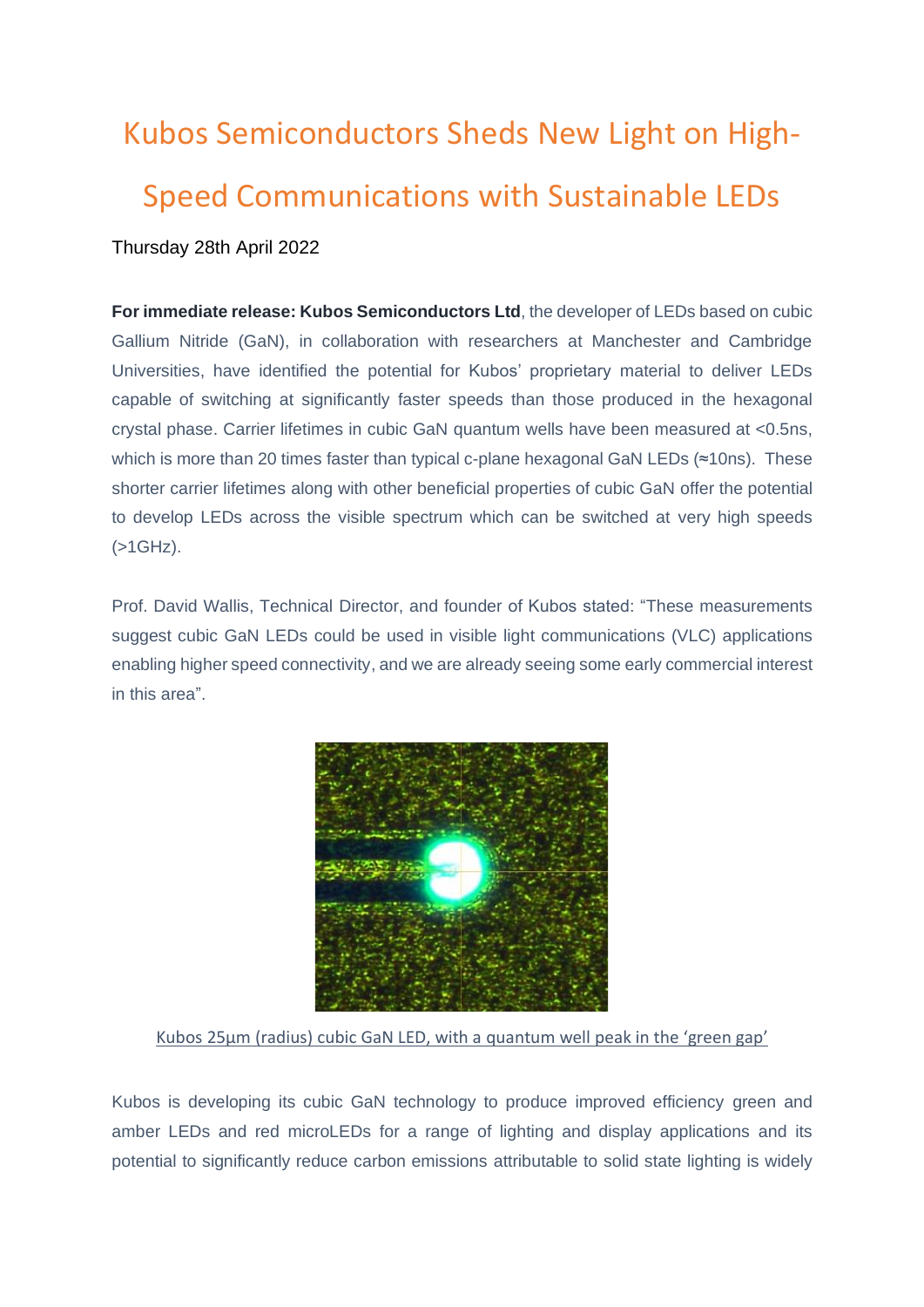# Kubos Semiconductors Sheds New Light on High-Speed Communications with Sustainable LEDs

Thursday 28th April 2022

**For immediate release: Kubos Semiconductors Ltd**, the developer of LEDs based on cubic Gallium Nitride (GaN), in collaboration with researchers at Manchester and Cambridge Universities, have identified the potential for Kubos' proprietary material to deliver LEDs capable of switching at significantly faster speeds than those produced in the hexagonal crystal phase. Carrier lifetimes in cubic GaN quantum wells have been measured at <0.5ns, which is more than 20 times faster than typical c-plane hexagonal GaN LEDs (≈10ns). These shorter carrier lifetimes along with other beneficial properties of cubic GaN offer the potential to develop LEDs across the visible spectrum which can be switched at very high speeds (>1GHz).

Prof. David Wallis, Technical Director, and founder of Kubos stated: "These measurements suggest cubic GaN LEDs could be used in visible light communications (VLC) applications enabling higher speed connectivity, and we are already seeing some early commercial interest in this area".

Kubos 25µm (radius) cubic GaN LED, with a quantum well peak in the 'green gap'

Kubos is developing its cubic GaN technology to produce improved efficiency green and amber LEDs and red microLEDs for a range of lighting and display applications and its potential to significantly reduce carbon emissions attributable to solid state lighting is widely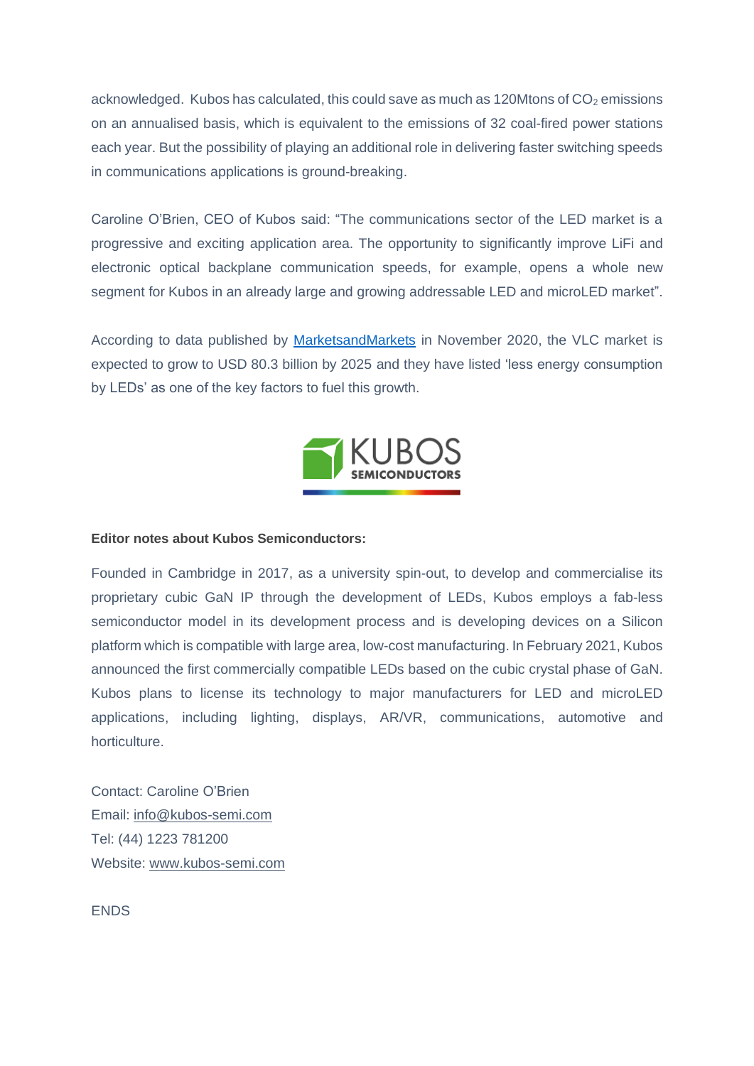acknowledged. Kubos has calculated, this could save as much as 120Mtons of $CO_2$ emissions on an annualised basis, which is equivalent to the emissions of 32 coal-fired power stations each year. But the possibility of playing an additional role in delivering faster switching speeds in communications applications is ground-breaking.

Caroline O'Brien, CEO of Kubos said: "The communications sector of the LED market is a progressive and exciting application area. The opportunity to significantly improve LiFi and electronic optical backplane communication speeds, for example, opens a whole new segment for Kubos in an already large and growing addressable LED and microLED market".

According to data published by MarketsandMarkets in November 2020, the VLC market is expected to grow to USD 80.3 billion by 2025 and they have listed 'less energy consumption by LEDs' as one of the key factors to fuel this growth.

KUBOS SEMICONDUCTORS

**Editor notes about Kubos Semiconductors:**

Founded in Cambridge in 2017, as a university spin-out, to develop and commercialise its proprietary cubic GaN IP through the development of LEDs, Kubos employs a fab-less semiconductor model in its development process and is developing devices on a Silicon platform which is compatible with large area, low-cost manufacturing. In February 2021, Kubos announced the first commercially compatible LEDs based on the cubic crystal phase of GaN. Kubos plans to license its technology to major manufacturers for LED and microLED applications, including lighting, displays, AR/VR, communications, automotive and horticulture.

Contact: Caroline O'Brien
Email: info@kubos-semi.com
Tel: (44) 1223 781200
Website: www.kubos-semi.com

ENDS